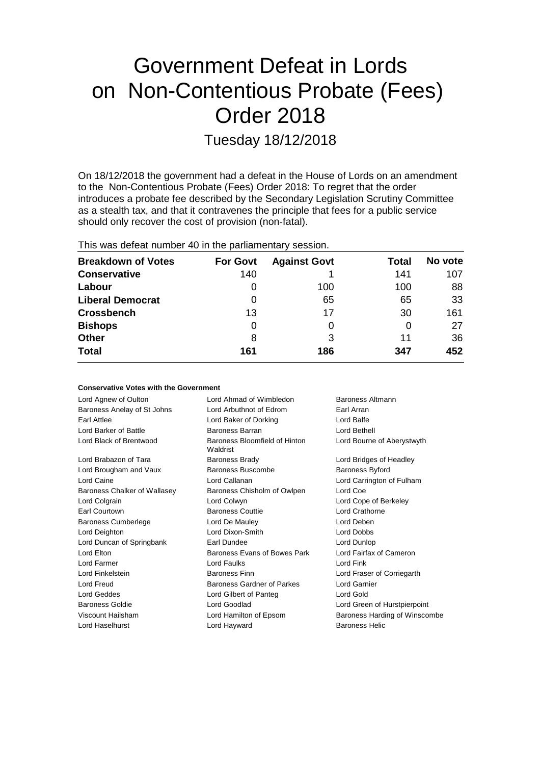# Government Defeat in Lords on Non-Contentious Probate (Fees) Order 2018

## Tuesday 18/12/2018

On 18/12/2018 the government had a defeat in the House of Lords on an amendment to the Non-Contentious Probate (Fees) Order 2018: To regret that the order introduces a probate fee described by the Secondary Legislation Scrutiny Committee as a stealth tax, and that it contravenes the principle that fees for a public service should only recover the cost of provision (non-fatal).

This was defeat number 40 in the parliamentary session.

| Breakdown of Votes | For Govt | Against Govt | Total | No vote |
|---|---|---|---|---|
| **Conservative** | 140 | 1 | 141 | 107 |
| **Labour** | 0 | 100 | 100 | 88 |
| **Liberal Democrat** | 0 | 65 | 65 | 33 |
| **Crossbench** | 13 | 17 | 30 | 161 |
| **Bishops** | 0 | 0 | 0 | 27 |
| **Other** | 8 | 3 | 11 | 36 |
| **Total** | 161 | 186 | 347 | 452 |

#### Conservative Votes with the Government

| | | |
|---|---|---|
| Lord Agnew of Oulton | Lord Ahmad of Wimbledon | Baroness Altmann |
| Baroness Anelay of St Johns | Lord Arbuthnot of Edrom | Earl Arran |
| Earl Attlee | Lord Baker of Dorking | Lord Balfe |
| Lord Barker of Battle | Baroness Barran | Lord Bethell |
| Lord Black of Brentwood | Baroness Bloomfield of Hinton Waldrist | Lord Bourne of Aberystwyth |
| Lord Brabazon of Tara | Baroness Brady | Lord Bridges of Headley |
| Lord Brougham and Vaux | Baroness Buscombe | Baroness Byford |
| Lord Caine | Lord Callanan | Lord Carrington of Fulham |
| Baroness Chalker of Wallasey | Baroness Chisholm of Owlpen | Lord Coe |
| Lord Colgrain | Lord Colwyn | Lord Cope of Berkeley |
| Earl Courtown | Baroness Couttie | Lord Crathorne |
| Baroness Cumberlege | Lord De Mauley | Lord Deben |
| Lord Deighton | Lord Dixon-Smith | Lord Dobbs |
| Lord Duncan of Springbank | Earl Dundee | Lord Dunlop |
| Lord Elton | Baroness Evans of Bowes Park | Lord Fairfax of Cameron |
| Lord Farmer | Lord Faulks | Lord Fink |
| Lord Finkelstein | Baroness Finn | Lord Fraser of Corriegarth |
| Lord Freud | Baroness Gardner of Parkes | Lord Garnier |
| Lord Geddes | Lord Gilbert of Panteg | Lord Gold |
| Baroness Goldie | Lord Goodlad | Lord Green of Hurstpierpoint |
| Viscount Hailsham | Lord Hamilton of Epsom | Baroness Harding of Winscombe |
| Lord Haselhurst | Lord Hayward | Baroness Helic |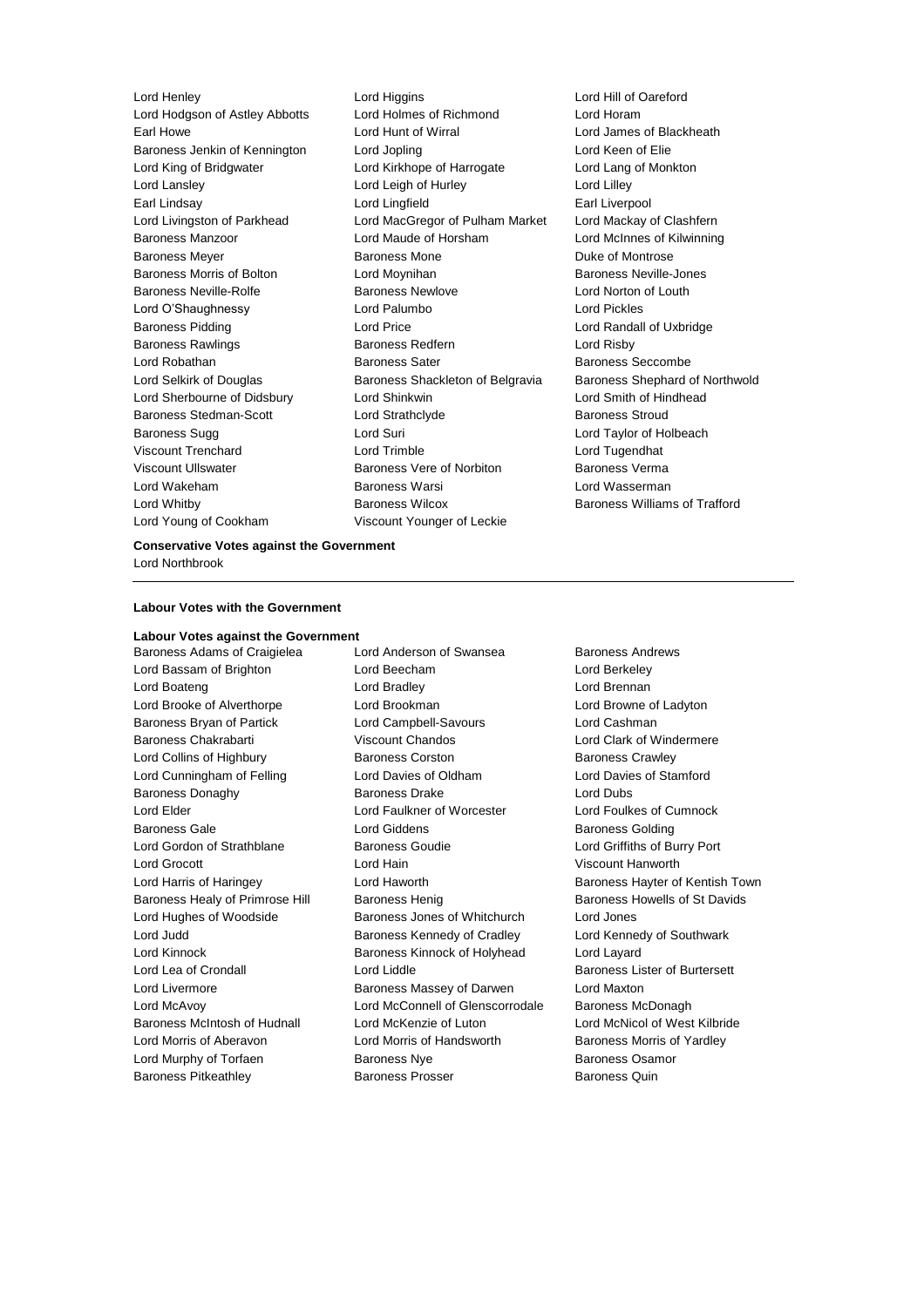Lord Henley
Lord Higgins
Lord Hill of Oareford
Lord Hodgson of Astley Abbotts
Lord Holmes of Richmond
Lord Horam
Earl Howe
Lord Hunt of Wirral
Lord James of Blackheath
Baroness Jenkin of Kennington
Lord Jopling
Lord Keen of Elie
Lord King of Bridgwater
Lord Kirkhope of Harrogate
Lord Lang of Monkton
Lord Lansley
Lord Leigh of Hurley
Lord Lilley
Earl Lindsay
Lord Lingfield
Earl Liverpool
Lord Livingston of Parkhead
Lord MacGregor of Pulham Market
Lord Mackay of Clashfern
Baroness Manzoor
Lord Maude of Horsham
Lord McInnes of Kilwinning
Baroness Meyer
Baroness Mone
Duke of Montrose
Baroness Morris of Bolton
Lord Moynihan
Baroness Neville-Jones
Baroness Neville-Rolfe
Baroness Newlove
Lord Norton of Louth
Lord O'Shaughnessy
Lord Palumbo
Lord Pickles
Baroness Pidding
Lord Price
Lord Randall of Uxbridge
Baroness Rawlings
Baroness Redfern
Lord Risby
Lord Robathan
Baroness Sater
Baroness Seccombe
Lord Selkirk of Douglas
Baroness Shackleton of Belgravia
Baroness Shephard of Northwold
Lord Sherbourne of Didsbury
Lord Shinkwin
Lord Smith of Hindhead
Baroness Stedman-Scott
Lord Strathclyde
Baroness Stroud
Baroness Sugg
Lord Suri
Lord Taylor of Holbeach
Viscount Trenchard
Lord Trimble
Lord Tugendhat
Viscount Ullswater
Baroness Vere of Norbiton
Baroness Verma
Lord Wakeham
Baroness Warsi
Lord Wasserman
Lord Whitby
Baroness Wilcox
Baroness Williams of Trafford
Lord Young of Cookham
Viscount Younger of Leckie

**Conservative Votes against the Government**

Lord Northbrook

---

**Labour Votes with the Government**

**Labour Votes against the Government**

Baroness Adams of Craigielea
Lord Anderson of Swansea
Baroness Andrews
Lord Bassam of Brighton
Lord Beecham
Lord Berkeley
Lord Boateng
Lord Bradley
Lord Brennan
Lord Brooke of Alverthorpe
Lord Brookman
Lord Browne of Ladyton
Baroness Bryan of Partick
Lord Campbell-Savours
Lord Cashman
Baroness Chakrabarti
Viscount Chandos
Lord Clark of Windermere
Lord Collins of Highbury
Baroness Corston
Baroness Crawley
Lord Cunningham of Felling
Lord Davies of Oldham
Lord Davies of Stamford
Baroness Donaghy
Baroness Drake
Lord Dubs
Lord Elder
Lord Faulkner of Worcester
Lord Foulkes of Cumnock
Baroness Gale
Lord Giddens
Baroness Golding
Lord Gordon of Strathblane
Baroness Goudie
Lord Griffiths of Burry Port
Lord Grocott
Lord Hain
Viscount Hanworth
Lord Harris of Haringey
Lord Haworth
Baroness Hayter of Kentish Town
Baroness Healy of Primrose Hill
Baroness Henig
Baroness Howells of St Davids
Lord Hughes of Woodside
Baroness Jones of Whitchurch
Lord Jones
Lord Judd
Baroness Kennedy of Cradley
Lord Kennedy of Southwark
Lord Kinnock
Baroness Kinnock of Holyhead
Lord Layard
Lord Lea of Crondall
Lord Liddle
Baroness Lister of Burtersett
Lord Livermore
Baroness Massey of Darwen
Lord Maxton
Lord McAvoy
Lord McConnell of Glenscorrodale
Baroness McDonagh
Baroness McIntosh of Hudnall
Lord McKenzie of Luton
Lord McNicol of West Kilbride
Lord Morris of Aberavon
Lord Morris of Handsworth
Baroness Morris of Yardley
Lord Murphy of Torfaen
Baroness Nye
Baroness Osamor
Baroness Pitkeathley
Baroness Prosser
Baroness Quin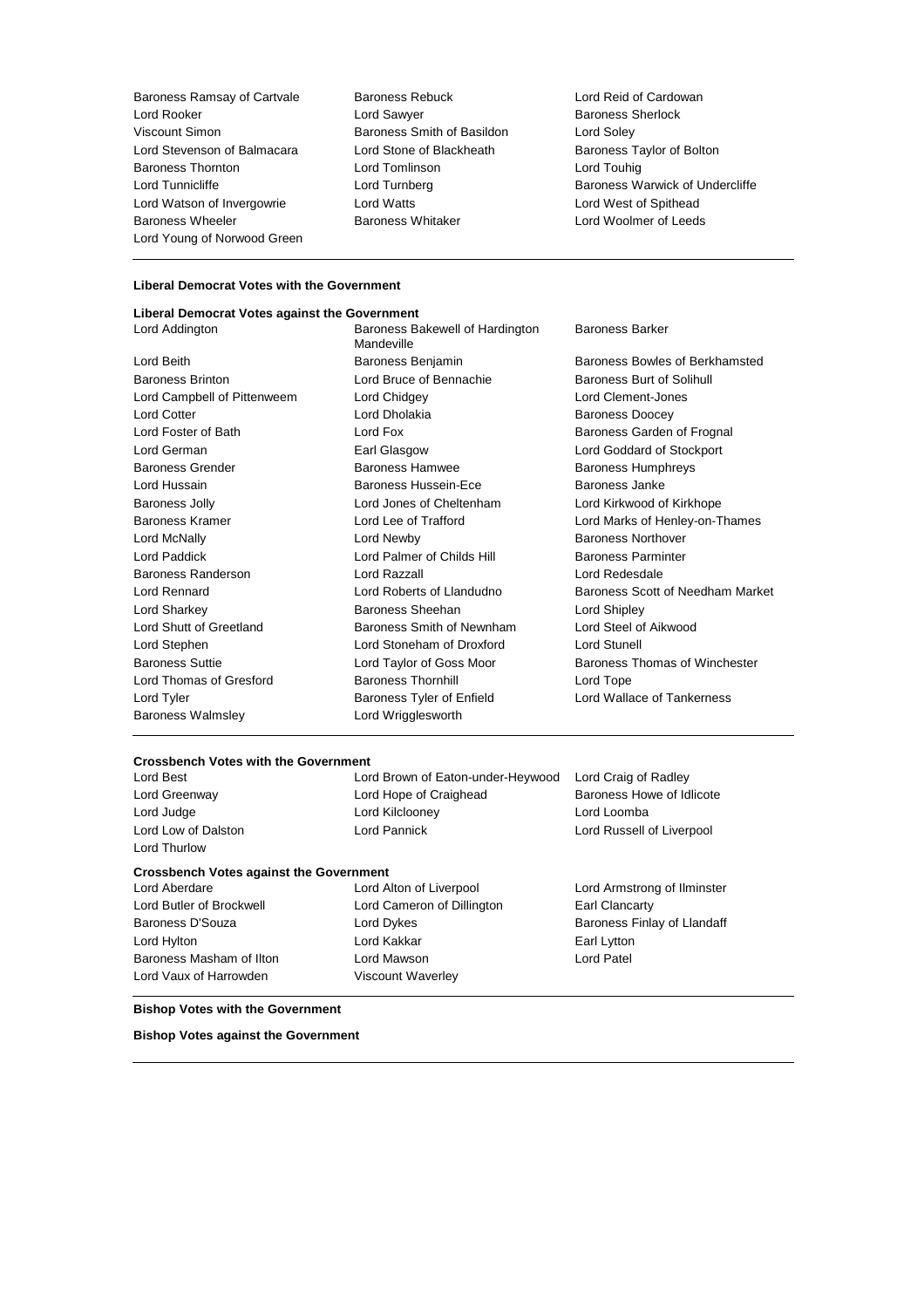| | | |
|---|---|---|
| Baroness Ramsay of Cartvale | Baroness Rebuck | Lord Reid of Cardowan |
| Lord Rooker | Lord Sawyer | Baroness Sherlock |
| Viscount Simon | Baroness Smith of Basildon | Lord Soley |
| Lord Stevenson of Balmacara | Lord Stone of Blackheath | Baroness Taylor of Bolton |
| Baroness Thornton | Lord Tomlinson | Lord Touhig |
| Lord Tunnicliffe | Lord Turnberg | Baroness Warwick of Undercliffe |
| Lord Watson of Invergowrie | Lord Watts | Lord West of Spithead |
| Baroness Wheeler | Baroness Whitaker | Lord Woolmer of Leeds |
| Lord Young of Norwood Green | | |

**Liberal Democrat Votes with the Government**

**Liberal Democrat Votes against the Government**

| | | |
|---|---|---|
| Lord Addington | Baroness Bakewell of Hardington Mandeville | Baroness Barker |
| Lord Beith | Baroness Benjamin | Baroness Bowles of Berkhamsted |
| Baroness Brinton | Lord Bruce of Bennachie | Baroness Burt of Solihull |
| Lord Campbell of Pittenweem | Lord Chidgey | Lord Clement-Jones |
| Lord Cotter | Lord Dholakia | Baroness Doocey |
| Lord Foster of Bath | Lord Fox | Baroness Garden of Frognal |
| Lord German | Earl Glasgow | Lord Goddard of Stockport |
| Baroness Grender | Baroness Hamwee | Baroness Humphreys |
| Lord Hussain | Baroness Hussein-Ece | Baroness Janke |
| Baroness Jolly | Lord Jones of Cheltenham | Lord Kirkwood of Kirkhope |
| Baroness Kramer | Lord Lee of Trafford | Lord Marks of Henley-on-Thames |
| Lord McNally | Lord Newby | Baroness Northover |
| Lord Paddick | Lord Palmer of Childs Hill | Baroness Parminter |
| Baroness Randerson | Lord Razzall | Lord Redesdale |
| Lord Rennard | Lord Roberts of Llandudno | Baroness Scott of Needham Market |
| Lord Sharkey | Baroness Sheehan | Lord Shipley |
| Lord Shutt of Greetland | Baroness Smith of Newnham | Lord Steel of Aikwood |
| Lord Stephen | Lord Stoneham of Droxford | Lord Stunell |
| Baroness Suttie | Lord Taylor of Goss Moor | Baroness Thomas of Winchester |
| Lord Thomas of Gresford | Baroness Thornhill | Lord Tope |
| Lord Tyler | Baroness Tyler of Enfield | Lord Wallace of Tankerness |
| Baroness Walmsley | Lord Wrigglesworth | |

**Crossbench Votes with the Government**

| | | |
|---|---|---|
| Lord Best | Lord Brown of Eaton-under-Heywood | Lord Craig of Radley |
| Lord Greenway | Lord Hope of Craighead | Baroness Howe of Idlicote |
| Lord Judge | Lord Kilclooney | Lord Loomba |
| Lord Low of Dalston | Lord Pannick | Lord Russell of Liverpool |
| Lord Thurlow | | |

**Crossbench Votes against the Government**

| | | |
|---|---|---|
| Lord Aberdare | Lord Alton of Liverpool | Lord Armstrong of Ilminster |
| Lord Butler of Brockwell | Lord Cameron of Dillington | Earl Clancarty |
| Baroness D'Souza | Lord Dykes | Baroness Finlay of Llandaff |
| Lord Hylton | Lord Kakkar | Earl Lytton |
| Baroness Masham of Ilton | Lord Mawson | Lord Patel |
| Lord Vaux of Harrowden | Viscount Waverley | |

**Bishop Votes with the Government**

**Bishop Votes against the Government**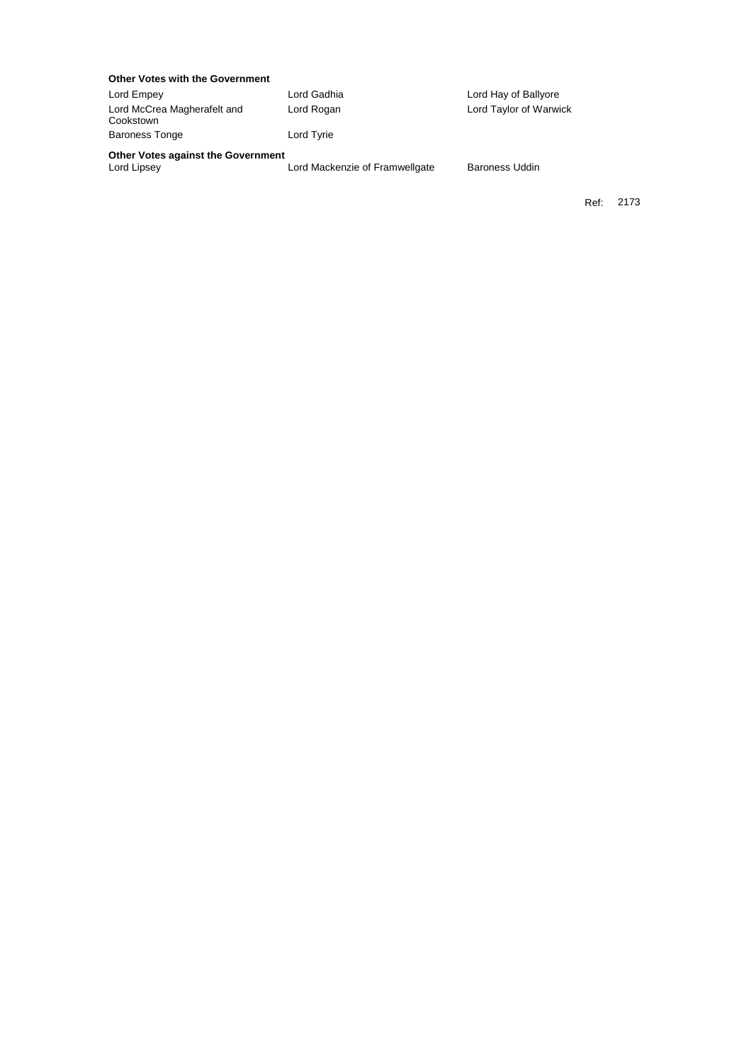**Other Votes with the Government**

Lord Empey
Lord Gadhia
Lord Hay of Ballyore
Lord McCrea Magherafelt and Cookstown
Lord Rogan
Lord Taylor of Warwick
Baroness Tonge
Lord Tyrie

**Other Votes against the Government**

Lord Lipsey
Lord Mackenzie of Framwellgate
Baroness Uddin

Ref: 2173